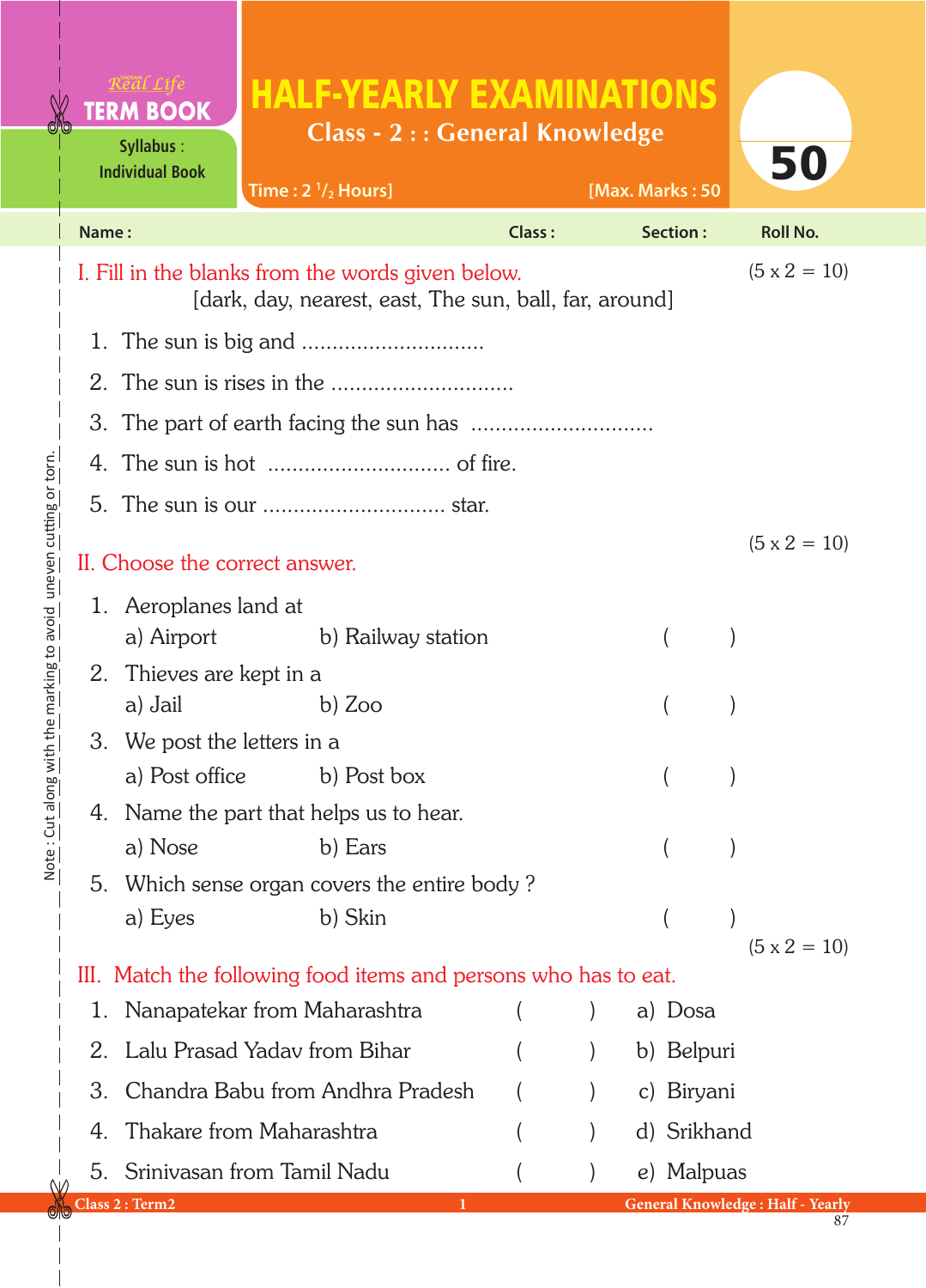Real Life
**TERM BOOK**
Syllabus : Individual Book

# HALF-YEARLY EXAMINATIONS

## Class - 2 : : General Knowledge

Time : 2 $^1/_2$ Hours] [Max. Marks : 50

50

Name : Class : Section : Roll No.

I. Fill in the blanks from the words given below. (5 x 2 = 10)

[dark, day, nearest, east, The sun, ball, far, around]

1. The sun is big and ..............................
2. The sun is rises in the ..............................
3. The part of earth facing the sun has ..............................
4. The sun is hot .............................. of fire.
5. The sun is our .............................. star.

II. Choose the correct answer. (5 x 2 = 10)

1. Aeroplanes land at
   a) Airport b) Railway station ( )
2. Thieves are kept in a
   a) Jail b) Zoo ( )
3. We post the letters in a
   a) Post office b) Post box ( )
4. Name the part that helps us to hear.
   a) Nose b) Ears ( )
5. Which sense organ covers the entire body ?
   a) Eyes b) Skin ( )

III. Match the following food items and persons who has to eat. (5 x 2 = 10)

| | | |
|---|---|---|
| 1. Nanapatekar from Maharashtra | ( ) | a) Dosa |
| 2. Lalu Prasad Yadav from Bihar | ( ) | b) Belpuri |
| 3. Chandra Babu from Andhra Pradesh | ( ) | c) Biryani |
| 4. Thakare from Maharashtra | ( ) | d) Srikhand |
| 5. Srinivasan from Tamil Nadu | ( ) | e) Malpuas |

Note : Cut along with the marking to avoid uneven cutting or torn.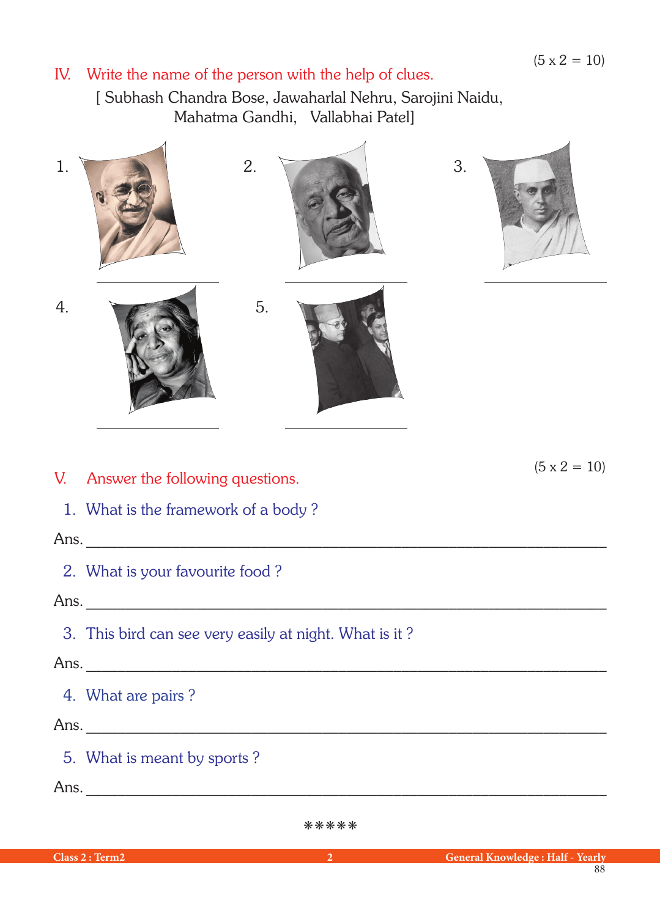(5 x 2 = 10)

IV. Write the name of the person with the help of clues.

[ Subhash Chandra Bose, Jawaharlal Nehru, Sarojini Naidu, Mahatma Gandhi, Vallabhai Patel]

1. ____________

2. ____________

3. ____________

4. ____________

5. ____________

(5 x 2 = 10)

V. Answer the following questions.

1. What is the framework of a body ?

Ans. ______________________________________________________________

2. What is your favourite food ?

Ans. ______________________________________________________________

3. This bird can see very easily at night. What is it ?

Ans. ______________________________________________________________

4. What are pairs ?

Ans. ______________________________________________________________

5. What is meant by sports ?

Ans. ______________________________________________________________

*****